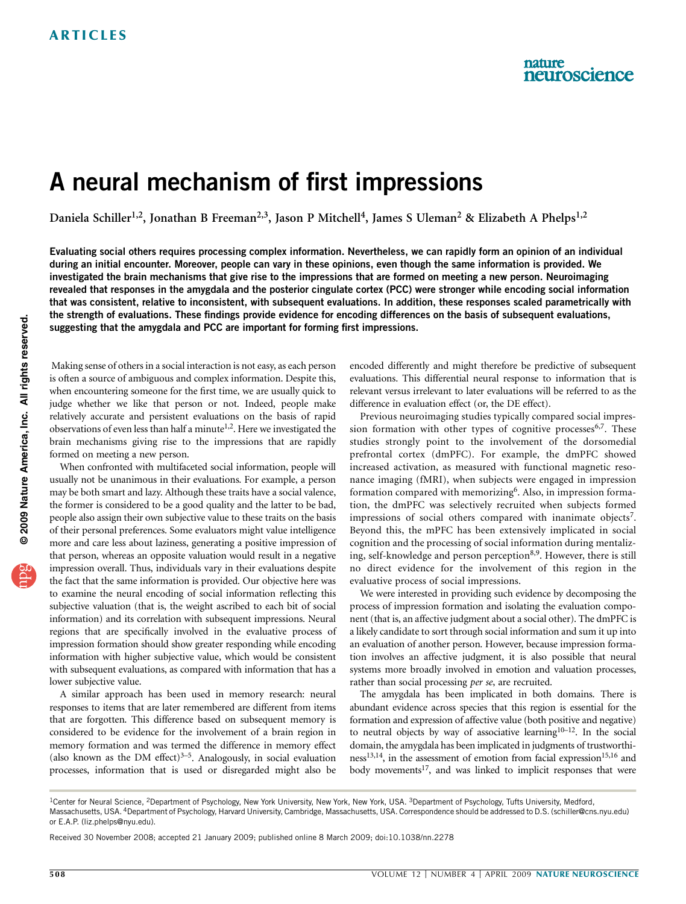# A neural mechanism of first impressions

Daniela Schiller[1,2], Jonathan B Freeman[2,3], Jason P Mitchell[4], James S Uleman[2] & Elizabeth A Phelps[1,2]

**Evaluating social others requires processing complex information. Nevertheless, we can rapidly form an opinion of an individual during an initial encounter. Moreover, people can vary in these opinions, even though the same information is provided. We investigated the brain mechanisms that give rise to the impressions that are formed on meeting a new person. Neuroimaging revealed that responses in the amygdala and the posterior cingulate cortex (PCC) were stronger while encoding social information that was consistent, relative to inconsistent, with subsequent evaluations. In addition, these responses scaled parametrically with the strength of evaluations. These findings provide evidence for encoding differences on the basis of subsequent evaluations, suggesting that the amygdala and PCC are important for forming first impressions.**

Making sense of others in a social interaction is not easy, as each person is often a source of ambiguous and complex information. Despite this, when encountering someone for the first time, we are usually quick to judge whether we like that person or not. Indeed, people make relatively accurate and persistent evaluations on the basis of rapid observations of even less than half a minute[1,2]. Here we investigated the brain mechanisms giving rise to the impressions that are rapidly formed on meeting a new person.

When confronted with multifaceted social information, people will usually not be unanimous in their evaluations. For example, a person may be both smart and lazy. Although these traits have a social valence, the former is considered to be a good quality and the latter to be bad, people also assign their own subjective value to these traits on the basis of their personal preferences. Some evaluators might value intelligence more and care less about laziness, generating a positive impression of that person, whereas an opposite valuation would result in a negative impression overall. Thus, individuals vary in their evaluations despite the fact that the same information is provided. Our objective here was to examine the neural encoding of social information reflecting this subjective valuation (that is, the weight ascribed to each bit of social information) and its correlation with subsequent impressions. Neural regions that are specifically involved in the evaluative process of impression formation should show greater responding while encoding information with higher subjective value, which would be consistent with subsequent evaluations, as compared with information that has a lower subjective value.

A similar approach has been used in memory research: neural responses to items that are later remembered are different from items that are forgotten. This difference based on subsequent memory is considered to be evidence for the involvement of a brain region in memory formation and was termed the difference in memory effect (also known as the DM effect)[3–5]. Analogously, in social evaluation processes, information that is used or disregarded might also be encoded differently and might therefore be predictive of subsequent evaluations. This differential neural response to information that is relevant versus irrelevant to later evaluations will be referred to as the difference in evaluation effect (or, the DE effect).

Previous neuroimaging studies typically compared social impression formation with other types of cognitive processes[6,7]. These studies strongly point to the involvement of the dorsomedial prefrontal cortex (dmPFC). For example, the dmPFC showed increased activation, as measured with functional magnetic resonance imaging (fMRI), when subjects were engaged in impression formation compared with memorizing[6]. Also, in impression formation, the dmPFC was selectively recruited when subjects formed impressions of social others compared with inanimate objects[7]. Beyond this, the mPFC has been extensively implicated in social cognition and the processing of social information during mentalizing, self-knowledge and person perception[8,9]. However, there is still no direct evidence for the involvement of this region in the evaluative process of social impressions.

We were interested in providing such evidence by decomposing the process of impression formation and isolating the evaluation component (that is, an affective judgment about a social other). The dmPFC is a likely candidate to sort through social information and sum it up into an evaluation of another person. However, because impression formation involves an affective judgment, it is also possible that neural systems more broadly involved in emotion and valuation processes, rather than social processing *per se*, are recruited.

The amygdala has been implicated in both domains. There is abundant evidence across species that this region is essential for the formation and expression of affective value (both positive and negative) to neutral objects by way of associative learning[10–12]. In the social domain, the amygdala has been implicated in judgments of trustworthiness[13,14], in the assessment of emotion from facial expression[15,16] and body movements[17], and was linked to implicit responses that were

[1]Center for Neural Science, [2]Department of Psychology, New York University, New York, New York, USA. [3]Department of Psychology, Tufts University, Medford, Massachusetts, USA. [4]Department of Psychology, Harvard University, Cambridge, Massachusetts, USA. Correspondence should be addressed to D.S. (schiller@cns.nyu.edu) or E.A.P. (liz.phelps@nyu.edu).

Received 30 November 2008; accepted 21 January 2009; published online 8 March 2009; doi:10.1038/nn.2278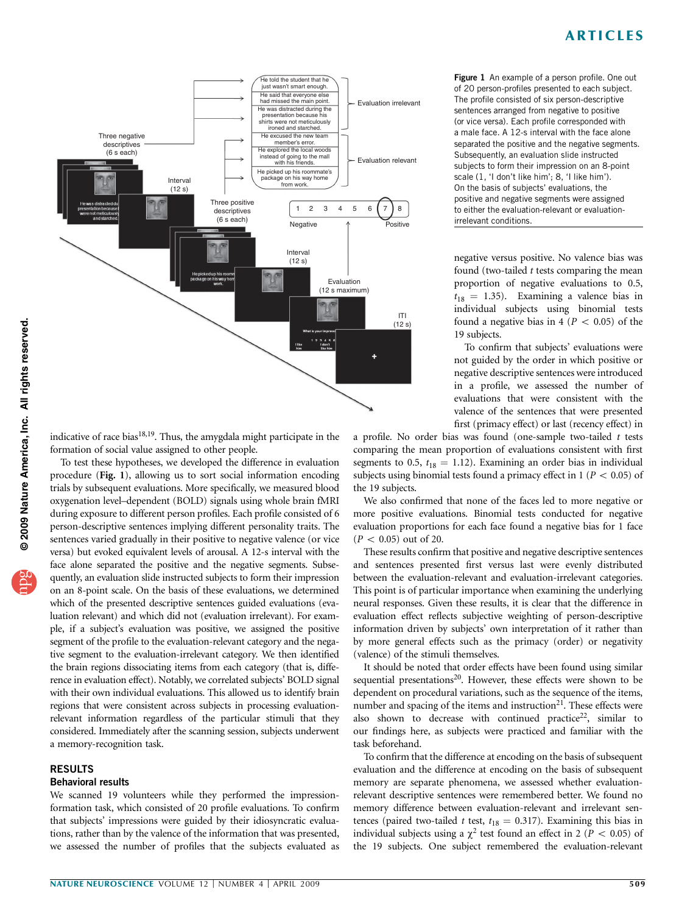He told the student that he just wasn't smart enough.

He said that everyone else had missed the main point.

He was distracted during the presentation because his shirts were not meticulously ironed and starched.

Evaluation irrelevant

He excused the new team member's error.

He explored the local woods instead of going to the mall with his friends.

He picked up his roommate's package on his way home from work.

Evaluation relevant

Three negative descriptives (6 s each)

Interval (12 s)

Three positive descriptives (6 s each)

1 2 3 4 5 6 7 8

Negative

Positive

Interval (12 s)

Evaluation (12 s maximum)

ITI (12 s)

**Figure 1** An example of a person profile. One out of 20 person-profiles presented to each subject. The profile consisted of six person-descriptive sentences arranged from negative to positive (or vice versa). Each profile corresponded with a male face. A 12-s interval with the face alone separated the positive and the negative segments. Subsequently, an evaluation slide instructed subjects to form their impression on an 8-point scale (1, 'I don't like him'; 8, 'I like him'). On the basis of subjects' evaluations, the positive and negative segments were assigned to either the evaluation-relevant or evaluation-irrelevant conditions.

indicative of race bias[18,19]. Thus, the amygdala might participate in the formation of social value assigned to other people.

To test these hypotheses, we developed the difference in evaluation procedure (**Fig. 1**), allowing us to sort social information encoding trials by subsequent evaluations. More specifically, we measured blood oxygenation level–dependent (BOLD) signals using whole brain fMRI during exposure to different person profiles. Each profile consisted of 6 person-descriptive sentences implying different personality traits. The sentences varied gradually in their positive to negative valence (or vice versa) but evoked equivalent levels of arousal. A 12-s interval with the face alone separated the positive and the negative segments. Subsequently, an evaluation slide instructed subjects to form their impression on an 8-point scale. On the basis of these evaluations, we determined which of the presented descriptive sentences guided evaluations (evaluation relevant) and which did not (evaluation irrelevant). For example, if a subject's evaluation was positive, we assigned the positive segment of the profile to the evaluation-relevant category and the negative segment to the evaluation-irrelevant category. We then identified the brain regions dissociating items from each category (that is, difference in evaluation effect). Notably, we correlated subjects' BOLD signal with their own individual evaluations. This allowed us to identify brain regions that were consistent across subjects in processing evaluation-relevant information regardless of the particular stimuli that they considered. Immediately after the scanning session, subjects underwent a memory-recognition task.

## RESULTS

### Behavioral results

We scanned 19 volunteers while they performed the impression-formation task, which consisted of 20 profile evaluations. To confirm that subjects' impressions were guided by their idiosyncratic evaluations, rather than by the valence of the information that was presented, we assessed the number of profiles that the subjects evaluated as negative versus positive. No valence bias was found (two-tailed $t$ tests comparing the mean proportion of negative evaluations to 0.5, $t_{18} = 1.35$). Examining a valence bias in individual subjects using binomial tests found a negative bias in 4 ($P < 0.05$) of the 19 subjects.

To confirm that subjects' evaluations were not guided by the order in which positive or negative descriptive sentences were introduced in a profile, we assessed the number of evaluations that were consistent with the valence of the sentences that were presented first (primacy effect) or last (recency effect) in a profile. No order bias was found (one-sample two-tailed $t$ tests comparing the mean proportion of evaluations consistent with first segments to 0.5, $t_{18} = 1.12$). Examining an order bias in individual subjects using binomial tests found a primacy effect in 1 ($P < 0.05$) of the 19 subjects.

We also confirmed that none of the faces led to more negative or more positive evaluations. Binomial tests conducted for negative evaluation proportions for each face found a negative bias for 1 face ($P < 0.05$) out of 20.

These results confirm that positive and negative descriptive sentences and sentences presented first versus last were evenly distributed between the evaluation-relevant and evaluation-irrelevant categories. This point is of particular importance when examining the underlying neural responses. Given these results, it is clear that the difference in evaluation effect reflects subjective weighting of person-descriptive information driven by subjects' own interpretation of it rather than by more general effects such as the primacy (order) or negativity (valence) of the stimuli themselves.

It should be noted that order effects have been found using similar sequential presentations[20]. However, these effects were shown to be dependent on procedural variations, such as the sequence of the items, number and spacing of the items and instruction[21]. These effects were also shown to decrease with continued practice[22], similar to our findings here, as subjects were practiced and familiar with the task beforehand.

To confirm that the difference at encoding on the basis of subsequent evaluation and the difference at encoding on the basis of subsequent memory are separate phenomena, we assessed whether evaluation-relevant descriptive sentences were remembered better. We found no memory difference between evaluation-relevant and irrelevant sentences (paired two-tailed $t$ test, $t_{18} = 0.317$). Examining this bias in individual subjects using a $\chi^2$ test found an effect in 2 ($P < 0.05$) of the 19 subjects. One subject remembered the evaluation-relevant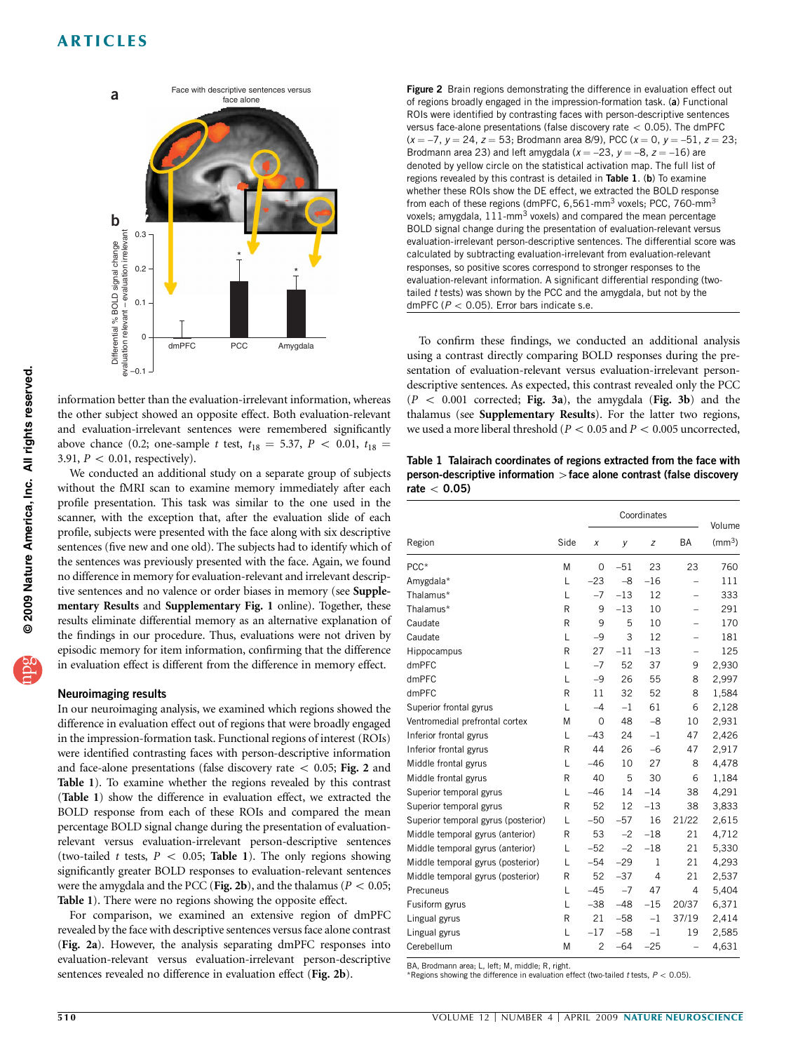a

Face with descriptive sentences versus face alone

b

Differential % BOLD signal change evaluation relevant – evaluation irrelevant

0.3

0.2

0.1

0

–0.1

dmPFC

PCC

Amygdala

*

*

**Figure 2** Brain regions demonstrating the difference in evaluation effect out of regions broadly engaged in the impression-formation task. (**a**) Functional ROIs were identified by contrasting faces with person-descriptive sentences versus face-alone presentations (false discovery rate < 0.05). The dmPFC ($x = -7$, $y = 24$, $z = 53$; Brodmann area 8/9), PCC ($x = 0$, $y = -51$, $z = 23$; Brodmann area 23) and left amygdala ($x = -23$, $y = -8$, $z = -16$) are denoted by yellow circle on the statistical activation map. The full list of regions revealed by this contrast is detailed in **Table 1**. (**b**) To examine whether these ROIs show the DE effect, we extracted the BOLD response from each of these regions (dmPFC, 6,561-mm$^3$ voxels; PCC, 760-mm$^3$ voxels; amygdala, 111-mm$^3$ voxels) and compared the mean percentage BOLD signal change during the presentation of evaluation-relevant versus evaluation-irrelevant person-descriptive sentences. The differential score was calculated by subtracting evaluation-irrelevant from evaluation-relevant responses, so positive scores correspond to stronger responses to the evaluation-relevant information. A significant differential responding (two-tailed *t* tests) was shown by the PCC and the amygdala, but not by the dmPFC ($P < 0.05$). Error bars indicate s.e.

information better than the evaluation-irrelevant information, whereas the other subject showed an opposite effect. Both evaluation-relevant and evaluation-irrelevant sentences were remembered significantly above chance (0.2; one-sample *t* test, $t_{18} = 5.37$, $P < 0.01$, $t_{18} = 3.91$, $P < 0.01$, respectively).

We conducted an additional study on a separate group of subjects without the fMRI scan to examine memory immediately after each profile presentation. This task was similar to the one used in the scanner, with the exception that, after the evaluation slide of each profile, subjects were presented with the face along with six descriptive sentences (five new and one old). The subjects had to identify which of the sentences was previously presented with the face. Again, we found no difference in memory for evaluation-relevant and irrelevant descriptive sentences and no valence or order biases in memory (see **Supplementary Results** and **Supplementary Fig. 1** online). Together, these results eliminate differential memory as an alternative explanation of the findings in our procedure. Thus, evaluations were not driven by episodic memory for item information, confirming that the difference in evaluation effect is different from the difference in memory effect.

### Neuroimaging results

In our neuroimaging analysis, we examined which regions showed the difference in evaluation effect out of regions that were broadly engaged in the impression-formation task. Functional regions of interest (ROIs) were identified contrasting faces with person-descriptive information and face-alone presentations (false discovery rate < 0.05; **Fig. 2** and **Table 1**). To examine whether the regions revealed by this contrast (**Table 1**) show the difference in evaluation effect, we extracted the BOLD response from each of these ROIs and compared the mean percentage BOLD signal change during the presentation of evaluation-relevant versus evaluation-irrelevant person-descriptive sentences (two-tailed *t* tests, $P < 0.05$; **Table 1**). The only regions showing significantly greater BOLD responses to evaluation-relevant sentences were the amygdala and the PCC (**Fig. 2b**), and the thalamus ($P < 0.05$; **Table 1**). There were no regions showing the opposite effect.

For comparison, we examined an extensive region of dmPFC revealed by the face with descriptive sentences versus face alone contrast (**Fig. 2a**). However, the analysis separating dmPFC responses into evaluation-relevant versus evaluation-irrelevant person-descriptive sentences revealed no difference in evaluation effect (**Fig. 2b**).

To confirm these findings, we conducted an additional analysis using a contrast directly comparing BOLD responses during the presentation of evaluation-relevant versus evaluation-irrelevant person-descriptive sentences. As expected, this contrast revealed only the PCC ($P < 0.001$ corrected; **Fig. 3a**), the amygdala (**Fig. 3b**) and the thalamus (see **Supplementary Results**). For the latter two regions, we used a more liberal threshold ($P < 0.05$ and $P < 0.005$ uncorrected,

**Table 1 Talairach coordinates of regions extracted from the face with person-descriptive information > face alone contrast (false discovery rate < 0.05)**

| | | Coordinates | | | | Volume |
|---|---|---|---|---|---|---|
| Region | Side | *x* | *y* | *z* | BA | (mm$^3$) |
| PCC* | M | 0 | –51 | 23 | 23 | 760 |
| Amygdala* | L | –23 | –8 | –16 | – | 111 |
| Thalamus* | L | –7 | –13 | 12 | – | 333 |
| Thalamus* | R | 9 | –13 | 10 | – | 291 |
| Caudate | R | 9 | 5 | 10 | – | 170 |
| Caudate | L | –9 | 3 | 12 | – | 181 |
| Hippocampus | R | 27 | –11 | –13 | – | 125 |
| dmPFC | L | –7 | 52 | 37 | 9 | 2,930 |
| dmPFC | L | –9 | 26 | 55 | 8 | 2,997 |
| dmPFC | R | 11 | 32 | 52 | 8 | 1,584 |
| Superior frontal gyrus | L | –4 | –1 | 61 | 6 | 2,128 |
| Ventromedial prefrontal cortex | M | 0 | 48 | –8 | 10 | 2,931 |
| Inferior frontal gyrus | L | –43 | 24 | –1 | 47 | 2,426 |
| Inferior frontal gyrus | R | 44 | 26 | –6 | 47 | 2,917 |
| Middle frontal gyrus | L | –46 | 10 | 27 | 8 | 4,478 |
| Middle frontal gyrus | R | 40 | 5 | 30 | 6 | 1,184 |
| Superior temporal gyrus | L | –46 | 14 | –14 | 38 | 4,291 |
| Superior temporal gyrus | R | 52 | 12 | –13 | 38 | 3,833 |
| Superior temporal gyrus (posterior) | L | –50 | –57 | 16 | 21/22 | 2,615 |
| Middle temporal gyrus (anterior) | R | 53 | –2 | –18 | 21 | 4,712 |
| Middle temporal gyrus (anterior) | L | –52 | –2 | –18 | 21 | 5,330 |
| Middle temporal gyrus (posterior) | L | –54 | –29 | 1 | 21 | 4,293 |
| Middle temporal gyrus (posterior) | R | 52 | –37 | 4 | 21 | 2,537 |
| Precuneus | L | –45 | –7 | 47 | 4 | 5,404 |
| Fusiform gyrus | L | –38 | –48 | –15 | 20/37 | 6,371 |
| Lingual gyrus | R | 21 | –58 | –1 | 37/19 | 2,414 |
| Lingual gyrus | L | –17 | –58 | –1 | 19 | 2,585 |
| Cerebellum | M | 2 | –64 | –25 | – | 4,631 |

BA, Brodmann area; L, left; M, middle; R, right.
*Regions showing the difference in evaluation effect (two-tailed *t* tests, $P < 0.05$).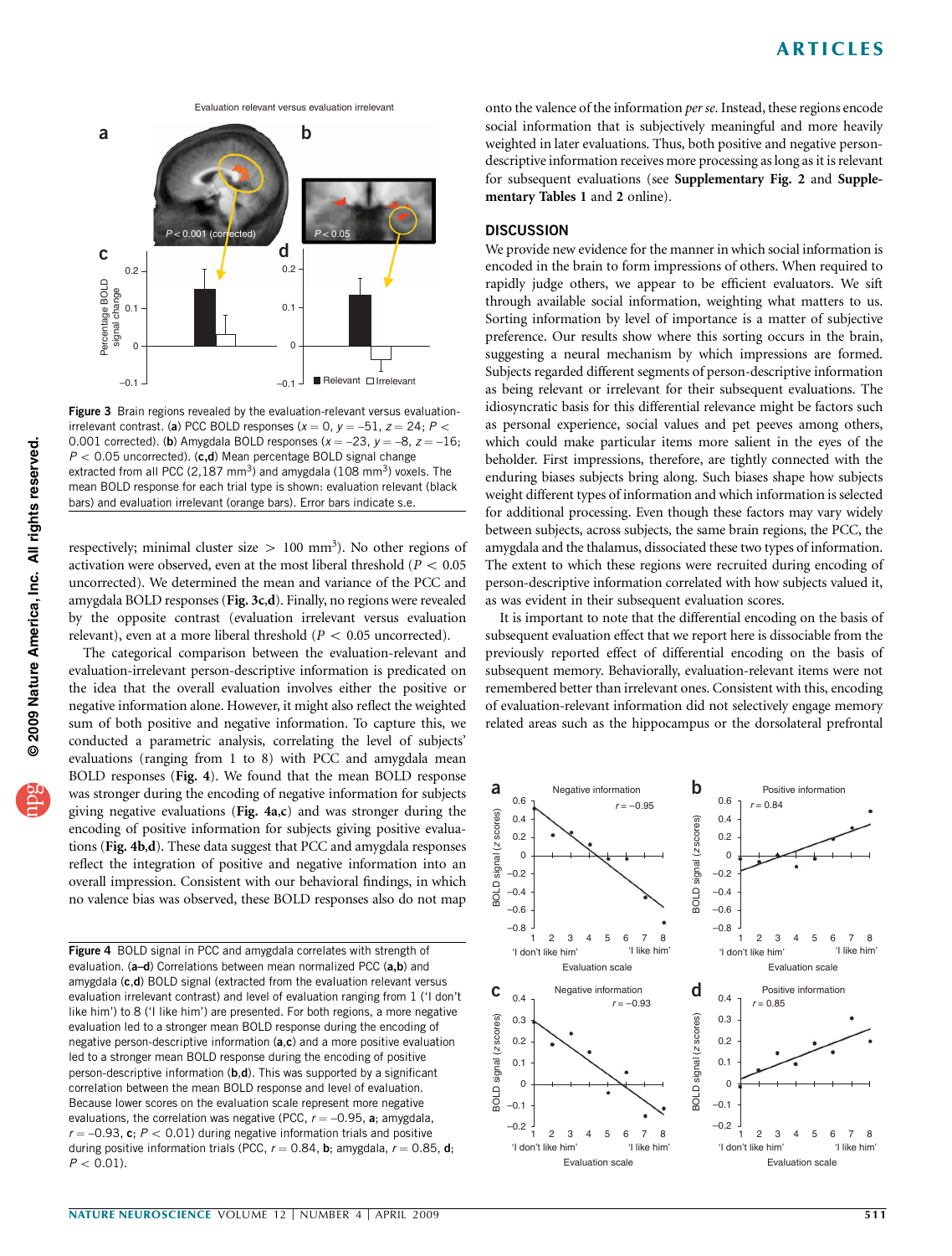Evaluation relevant versus evaluation irrelevant

a

b

P < 0.001 (corrected)

P < 0.05

c

d

Percentage BOLD signal change

0.2
0.1
0
−0.1

0.2
0.1
0
−0.1

■ Relevant □ Irrelevant

**Figure 3** Brain regions revealed by the evaluation-relevant versus evaluation-irrelevant contrast. (**a**) PCC BOLD responses ($x = 0$, $y = -51$, $z = 24$; $P < 0.001$ corrected). (**b**) Amygdala BOLD responses ($x = -23$, $y = -8$, $z = -16$; $P < 0.05$ uncorrected). (**c**,**d**) Mean percentage BOLD signal change extracted from all PCC (2,187 mm$^3$) and amygdala (108 mm$^3$) voxels. The mean BOLD response for each trial type is shown: evaluation relevant (black bars) and evaluation irrelevant (orange bars). Error bars indicate s.e.

respectively; minimal cluster size > 100 mm$^3$). No other regions of activation were observed, even at the most liberal threshold ($P < 0.05$ uncorrected). We determined the mean and variance of the PCC and amygdala BOLD responses (**Fig. 3c**,**d**). Finally, no regions were revealed by the opposite contrast (evaluation irrelevant versus evaluation relevant), even at a more liberal threshold ($P < 0.05$ uncorrected).

The categorical comparison between the evaluation-relevant and evaluation-irrelevant person-descriptive information is predicated on the idea that the overall evaluation involves either the positive or negative information alone. However, it might also reflect the weighted sum of both positive and negative information. To capture this, we conducted a parametric analysis, correlating the level of subjects' evaluations (ranging from 1 to 8) with PCC and amygdala mean BOLD responses (**Fig. 4**). We found that the mean BOLD response was stronger during the encoding of negative information for subjects giving negative evaluations (**Fig. 4a**,**c**) and was stronger during the encoding of positive information for subjects giving positive evaluations (**Fig. 4b**,**d**). These data suggest that PCC and amygdala responses reflect the integration of positive and negative information into an overall impression. Consistent with our behavioral findings, in which no valence bias was observed, these BOLD responses also do not map onto the valence of the information *per se*. Instead, these regions encode social information that is subjectively meaningful and more heavily weighted in later evaluations. Thus, both positive and negative person-descriptive information receives more processing as long as it is relevant for subsequent evaluations (see **Supplementary Fig. 2** and **Supplementary Tables 1** and **2** online).

## DISCUSSION

We provide new evidence for the manner in which social information is encoded in the brain to form impressions of others. When required to rapidly judge others, we appear to be efficient evaluators. We sift through available social information, weighting what matters to us. Sorting information by level of importance is a matter of subjective preference. Our results show where this sorting occurs in the brain, suggesting a neural mechanism by which impressions are formed. Subjects regarded different segments of person-descriptive information as being relevant or irrelevant for their subsequent evaluations. The idiosyncratic basis for this differential relevance might be factors such as personal experience, social values and pet peeves among others, which could make particular items more salient in the eyes of the beholder. First impressions, therefore, are tightly connected with the enduring biases subjects bring along. Such biases shape how subjects weight different types of information and which information is selected for additional processing. Even though these factors may vary widely between subjects, across subjects, the same brain regions, the PCC, the amygdala and the thalamus, dissociated these two types of information. The extent to which these regions were recruited during encoding of person-descriptive information correlated with how subjects valued it, as was evident in their subsequent evaluation scores.

It is important to note that the differential encoding on the basis of subsequent evaluation effect that we report here is dissociable from the previously reported effect of differential encoding on the basis of subsequent memory. Behaviorally, evaluation-relevant items were not remembered better than irrelevant ones. Consistent with this, encoding of evaluation-relevant information did not selectively engage memory related areas such as the hippocampus or the dorsolateral prefrontal

a Negative information r = −0.95

BOLD signal (z scores)

0.6 0.4 0.2 0 −0.2 −0.4 −0.6 −0.8

1 2 3 4 5 6 7 8
'I don't like him' 'I like him'
Evaluation scale

b Positive information r = 0.84

BOLD signal (z scores)

0.6 0.4 0.2 0 −0.2 −0.4 −0.6 −0.8

1 2 3 4 5 6 7 8
'I don't like him' 'I like him'
Evaluation scale

c Negative information r = −0.93

BOLD signal (z scores)

0.4 0.3 0.2 0.1 0 −0.1 −0.2

1 2 3 4 5 6 7 8
'I don't like him' 'I like him'
Evaluation scale

d Positive information r = 0.85

BOLD signal (z scores)

0.4 0.3 0.2 0.1 0 −0.1 −0.2

1 2 3 4 5 6 7 8
'I don't like him' 'I like him'
Evaluation scale

**Figure 4** BOLD signal in PCC and amygdala correlates with strength of evaluation. (**a–d**) Correlations between mean normalized PCC (**a**,**b**) and amygdala (**c**,**d**) BOLD signal (extracted from the evaluation relevant versus evaluation irrelevant contrast) and level of evaluation ranging from 1 ('I don't like him') to 8 ('I like him') are presented. For both regions, a more negative evaluation led to a stronger mean BOLD response during the encoding of negative person-descriptive information (**a**,**c**) and a more positive evaluation led to a stronger mean BOLD response during the encoding of positive person-descriptive information (**b**,**d**). This was supported by a significant correlation between the mean BOLD response and level of evaluation. Because lower scores on the evaluation scale represent more negative evaluations, the correlation was negative (PCC, $r = -0.95$, **a**; amygdala, $r = -0.93$, **c**; $P < 0.01$) during negative information trials and positive during positive information trials (PCC, $r = 0.84$, **b**; amygdala, $r = 0.85$, **d**; $P < 0.01$).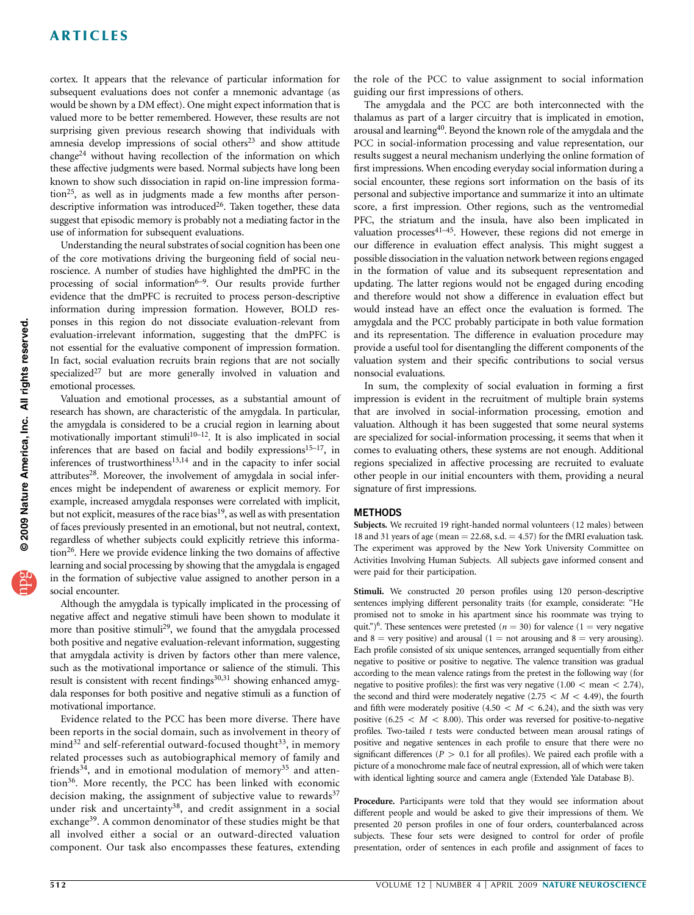cortex. It appears that the relevance of particular information for subsequent evaluations does not confer a mnemonic advantage (as would be shown by a DM effect). One might expect information that is valued more to be better remembered. However, these results are not surprising given previous research showing that individuals with amnesia develop impressions of social others[23] and show attitude change[24] without having recollection of the information on which these affective judgments were based. Normal subjects have long been known to show such dissociation in rapid on-line impression formation[25], as well as in judgments made a few months after person-descriptive information was introduced[26]. Taken together, these data suggest that episodic memory is probably not a mediating factor in the use of information for subsequent evaluations.

Understanding the neural substrates of social cognition has been one of the core motivations driving the burgeoning field of social neuroscience. A number of studies have highlighted the dmPFC in the processing of social information[6–9]. Our results provide further evidence that the dmPFC is recruited to process person-descriptive information during impression formation. However, BOLD responses in this region do not dissociate evaluation-relevant from evaluation-irrelevant information, suggesting that the dmPFC is not essential for the evaluative component of impression formation. In fact, social evaluation recruits brain regions that are not socially specialized[27] but are more generally involved in valuation and emotional processes.

Valuation and emotional processes, as a substantial amount of research has shown, are characteristic of the amygdala. In particular, the amygdala is considered to be a crucial region in learning about motivationally important stimuli[10–12]. It is also implicated in social inferences that are based on facial and bodily expressions[15–17], in inferences of trustworthiness[13,14] and in the capacity to infer social attributes[28]. Moreover, the involvement of amygdala in social inferences might be independent of awareness or explicit memory. For example, increased amygdala responses were correlated with implicit, but not explicit, measures of the race bias[19], as well as with presentation of faces previously presented in an emotional, but not neutral, context, regardless of whether subjects could explicitly retrieve this information[26]. Here we provide evidence linking the two domains of affective learning and social processing by showing that the amygdala is engaged in the formation of subjective value assigned to another person in a social encounter.

Although the amygdala is typically implicated in the processing of negative affect and negative stimuli have been shown to modulate it more than positive stimuli[29], we found that the amygdala processed both positive and negative evaluation-relevant information, suggesting that amygdala activity is driven by factors other than mere valence, such as the motivational importance or salience of the stimuli. This result is consistent with recent findings[30,31] showing enhanced amygdala responses for both positive and negative stimuli as a function of motivational importance.

Evidence related to the PCC has been more diverse. There have been reports in the social domain, such as involvement in theory of mind[32] and self-referential outward-focused thought[33], in memory related processes such as autobiographical memory of family and friends[34], and in emotional modulation of memory[35] and attention[36]. More recently, the PCC has been linked with economic decision making, the assignment of subjective value to rewards[37] under risk and uncertainty[38], and credit assignment in a social exchange[39]. A common denominator of these studies might be that all involved either a social or an outward-directed valuation component. Our task also encompasses these features, extending the role of the PCC to value assignment to social information guiding our first impressions of others.

The amygdala and the PCC are both interconnected with the thalamus as part of a larger circuitry that is implicated in emotion, arousal and learning[40]. Beyond the known role of the amygdala and the PCC in social-information processing and value representation, our results suggest a neural mechanism underlying the online formation of first impressions. When encoding everyday social information during a social encounter, these regions sort information on the basis of its personal and subjective importance and summarize it into an ultimate score, a first impression. Other regions, such as the ventromedial PFC, the striatum and the insula, have also been implicated in valuation processes[41–45]. However, these regions did not emerge in our difference in evaluation effect analysis. This might suggest a possible dissociation in the valuation network between regions engaged in the formation of value and its subsequent representation and updating. The latter regions would not be engaged during encoding and therefore would not show a difference in evaluation effect but would instead have an effect once the evaluation is formed. The amygdala and the PCC probably participate in both value formation and its representation. The difference in evaluation procedure may provide a useful tool for disentangling the different components of the valuation system and their specific contributions to social versus nonsocial evaluations.

In sum, the complexity of social evaluation in forming a first impression is evident in the recruitment of multiple brain systems that are involved in social-information processing, emotion and valuation. Although it has been suggested that some neural systems are specialized for social-information processing, it seems that when it comes to evaluating others, these systems are not enough. Additional regions specialized in affective processing are recruited to evaluate other people in our initial encounters with them, providing a neural signature of first impressions.

## METHODS

**Subjects.** We recruited 19 right-handed normal volunteers (12 males) between 18 and 31 years of age (mean = 22.68, s.d. = 4.57) for the fMRI evaluation task. The experiment was approved by the New York University Committee on Activities Involving Human Subjects. All subjects gave informed consent and were paid for their participation.

**Stimuli.** We constructed 20 person profiles using 120 person-descriptive sentences implying different personality traits (for example, considerate: "He promised not to smoke in his apartment since his roommate was trying to quit.")[6]. These sentences were pretested ($n = 30$) for valence (1 = very negative and 8 = very positive) and arousal (1 = not arousing and 8 = very arousing). Each profile consisted of six unique sentences, arranged sequentially from either negative to positive or positive to negative. The valence transition was gradual according to the mean valence ratings from the pretest in the following way (for negative to positive profiles): the first was very negative ($1.00 < \text{mean} < 2.74$), the second and third were moderately negative ($2.75 < M < 4.49$), the fourth and fifth were moderately positive ($4.50 < M < 6.24$), and the sixth was very positive ($6.25 < M < 8.00$). This order was reversed for positive-to-negative profiles. Two-tailed $t$ tests were conducted between mean arousal ratings of positive and negative sentences in each profile to ensure that there were no significant differences ($P > 0.1$ for all profiles). We paired each profile with a picture of a monochrome male face of neutral expression, all of which were taken with identical lighting source and camera angle (Extended Yale Database B).

**Procedure.** Participants were told that they would see information about different people and would be asked to give their impressions of them. We presented 20 person profiles in one of four orders, counterbalanced across subjects. These four sets were designed to control for order of profile presentation, order of sentences in each profile and assignment of faces to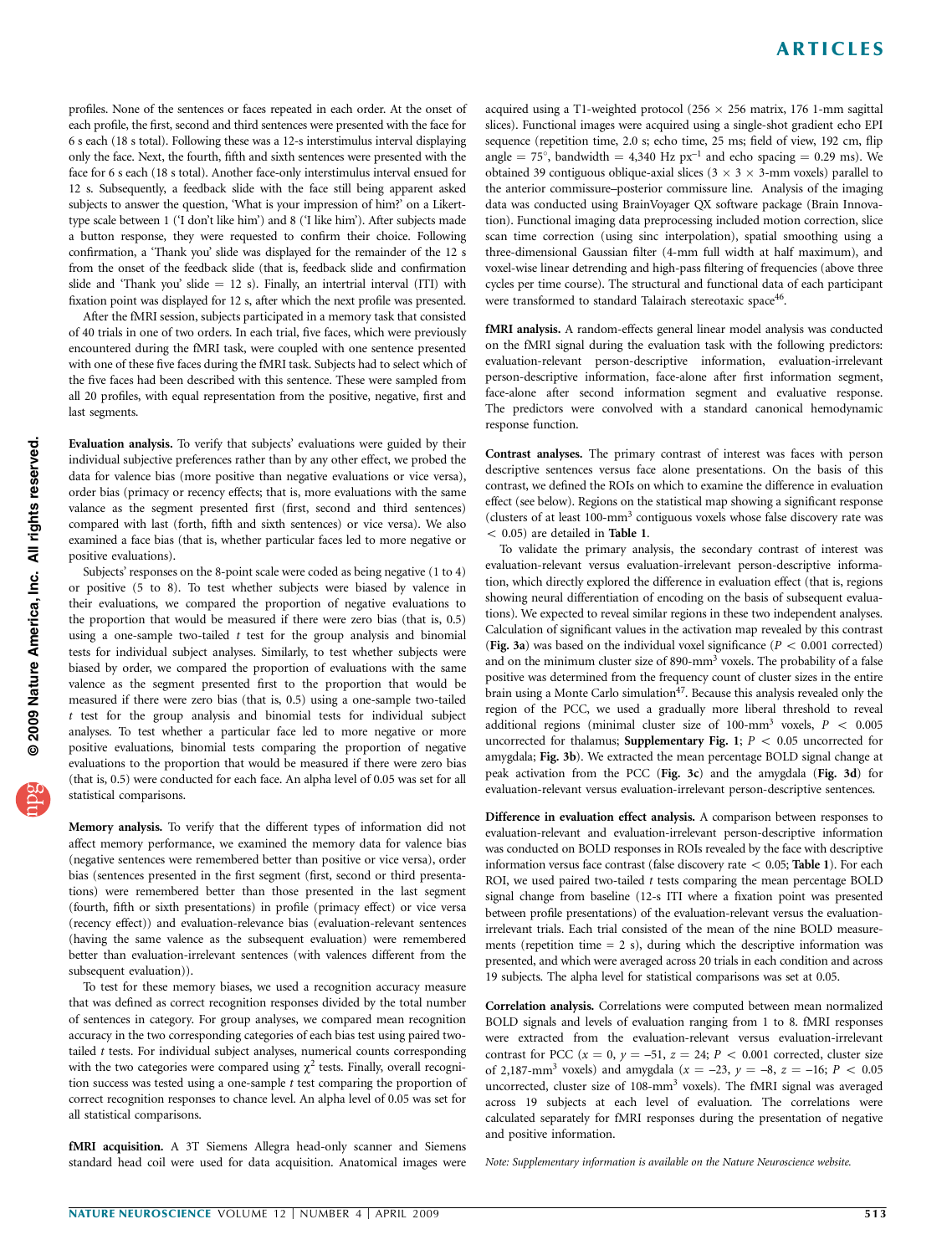profiles. None of the sentences or faces repeated in each order. At the onset of each profile, the first, second and third sentences were presented with the face for 6 s each (18 s total). Following these was a 12-s interstimulus interval displaying only the face. Next, the fourth, fifth and sixth sentences were presented with the face for 6 s each (18 s total). Another face-only interstimulus interval ensued for 12 s. Subsequently, a feedback slide with the face still being apparent asked subjects to answer the question, 'What is your impression of him?' on a Likert-type scale between 1 ('I don't like him') and 8 ('I like him'). After subjects made a button response, they were requested to confirm their choice. Following confirmation, a 'Thank you' slide was displayed for the remainder of the 12 s from the onset of the feedback slide (that is, feedback slide and confirmation slide and 'Thank you' slide = 12 s). Finally, an intertrial interval (ITI) with fixation point was displayed for 12 s, after which the next profile was presented.

After the fMRI session, subjects participated in a memory task that consisted of 40 trials in one of two orders. In each trial, five faces, which were previously encountered during the fMRI task, were coupled with one sentence presented with one of these five faces during the fMRI task. Subjects had to select which of the five faces had been described with this sentence. These were sampled from all 20 profiles, with equal representation from the positive, negative, first and last segments.

**Evaluation analysis.** To verify that subjects' evaluations were guided by their individual subjective preferences rather than by any other effect, we probed the data for valence bias (more positive than negative evaluations or vice versa), order bias (primacy or recency effects; that is, more evaluations with the same valance as the segment presented first (first, second and third sentences) compared with last (forth, fifth and sixth sentences) or vice versa). We also examined a face bias (that is, whether particular faces led to more negative or positive evaluations).

Subjects' responses on the 8-point scale were coded as being negative (1 to 4) or positive (5 to 8). To test whether subjects were biased by valence in their evaluations, we compared the proportion of negative evaluations to the proportion that would be measured if there were zero bias (that is, 0.5) using a one-sample two-tailed *t* test for the group analysis and binomial tests for individual subject analyses. Similarly, to test whether subjects were biased by order, we compared the proportion of evaluations with the same valence as the segment presented first to the proportion that would be measured if there were zero bias (that is, 0.5) using a one-sample two-tailed *t* test for the group analysis and binomial tests for individual subject analyses. To test whether a particular face led to more negative or more positive evaluations, binomial tests comparing the proportion of negative evaluations to the proportion that would be measured if there were zero bias (that is, 0.5) were conducted for each face. An alpha level of 0.05 was set for all statistical comparisons.

**Memory analysis.** To verify that the different types of information did not affect memory performance, we examined the memory data for valence bias (negative sentences were remembered better than positive or vice versa), order bias (sentences presented in the first segment (first, second or third presentations) were remembered better than those presented in the last segment (fourth, fifth or sixth presentations) in profile (primacy effect) or vice versa (recency effect)) and evaluation-relevance bias (evaluation-relevant sentences (having the same valence as the subsequent evaluation) were remembered better than evaluation-irrelevant sentences (with valences different from the subsequent evaluation)).

To test for these memory biases, we used a recognition accuracy measure that was defined as correct recognition responses divided by the total number of sentences in category. For group analyses, we compared mean recognition accuracy in the two corresponding categories of each bias test using paired two-tailed *t* tests. For individual subject analyses, numerical counts corresponding with the two categories were compared using $\chi^2$ tests. Finally, overall recognition success was tested using a one-sample *t* test comparing the proportion of correct recognition responses to chance level. An alpha level of 0.05 was set for all statistical comparisons.

**fMRI acquisition.** A 3T Siemens Allegra head-only scanner and Siemens standard head coil were used for data acquisition. Anatomical images were acquired using a T1-weighted protocol (256 × 256 matrix, 176 1-mm sagittal slices). Functional images were acquired using a single-shot gradient echo EPI sequence (repetition time, 2.0 s; echo time, 25 ms; field of view, 192 cm, flip angle = 75°, bandwidth = 4,340 Hz px$^{-1}$ and echo spacing = 0.29 ms). We obtained 39 contiguous oblique-axial slices (3 × 3 × 3-mm voxels) parallel to the anterior commissure–posterior commissure line. Analysis of the imaging data was conducted using BrainVoyager QX software package (Brain Innovation). Functional imaging data preprocessing included motion correction, slice scan time correction (using sinc interpolation), spatial smoothing using a three-dimensional Gaussian filter (4-mm full width at half maximum), and voxel-wise linear detrending and high-pass filtering of frequencies (above three cycles per time course). The structural and functional data of each participant were transformed to standard Talairach stereotaxic space[46].

**fMRI analysis.** A random-effects general linear model analysis was conducted on the fMRI signal during the evaluation task with the following predictors: evaluation-relevant person-descriptive information, evaluation-irrelevant person-descriptive information, face-alone after first information segment, face-alone after second information segment and evaluative response. The predictors were convolved with a standard canonical hemodynamic response function.

**Contrast analyses.** The primary contrast of interest was faces with person descriptive sentences versus face alone presentations. On the basis of this contrast, we defined the ROIs on which to examine the difference in evaluation effect (see below). Regions on the statistical map showing a significant response (clusters of at least 100-mm$^3$ contiguous voxels whose false discovery rate was < 0.05) are detailed in **Table 1**.

To validate the primary analysis, the secondary contrast of interest was evaluation-relevant versus evaluation-irrelevant person-descriptive information, which directly explored the difference in evaluation effect (that is, regions showing neural differentiation of encoding on the basis of subsequent evaluations). We expected to reveal similar regions in these two independent analyses. Calculation of significant values in the activation map revealed by this contrast (**Fig. 3a**) was based on the individual voxel significance ($P < 0.001$ corrected) and on the minimum cluster size of 890-mm$^3$ voxels. The probability of a false positive was determined from the frequency count of cluster sizes in the entire brain using a Monte Carlo simulation[47]. Because this analysis revealed only the region of the PCC, we used a gradually more liberal threshold to reveal additional regions (minimal cluster size of 100-mm$^3$ voxels, $P < 0.005$ uncorrected for thalamus; **Supplementary Fig. 1**; $P < 0.05$ uncorrected for amygdala; **Fig. 3b**). We extracted the mean percentage BOLD signal change at peak activation from the PCC (**Fig. 3c**) and the amygdala (**Fig. 3d**) for evaluation-relevant versus evaluation-irrelevant person-descriptive sentences.

**Difference in evaluation effect analysis.** A comparison between responses to evaluation-relevant and evaluation-irrelevant person-descriptive information was conducted on BOLD responses in ROIs revealed by the face with descriptive information versus face contrast (false discovery rate < 0.05; **Table 1**). For each ROI, we used paired two-tailed *t* tests comparing the mean percentage BOLD signal change from baseline (12-s ITI where a fixation point was presented between profile presentations) of the evaluation-relevant versus the evaluation-irrelevant trials. Each trial consisted of the mean of the nine BOLD measurements (repetition time = 2 s), during which the descriptive information was presented, and which were averaged across 20 trials in each condition and across 19 subjects. The alpha level for statistical comparisons was set at 0.05.

**Correlation analysis.** Correlations were computed between mean normalized BOLD signals and levels of evaluation ranging from 1 to 8. fMRI responses were extracted from the evaluation-relevant versus evaluation-irrelevant contrast for PCC ($x = 0$, $y = -51$, $z = 24$; $P < 0.001$ corrected, cluster size of 2,187-mm$^3$ voxels) and amygdala ($x = -23$, $y = -8$, $z = -16$; $P < 0.05$ uncorrected, cluster size of 108-mm$^3$ voxels). The fMRI signal was averaged across 19 subjects at each level of evaluation. The correlations were calculated separately for fMRI responses during the presentation of negative and positive information.

*Note: Supplementary information is available on the Nature Neuroscience website.*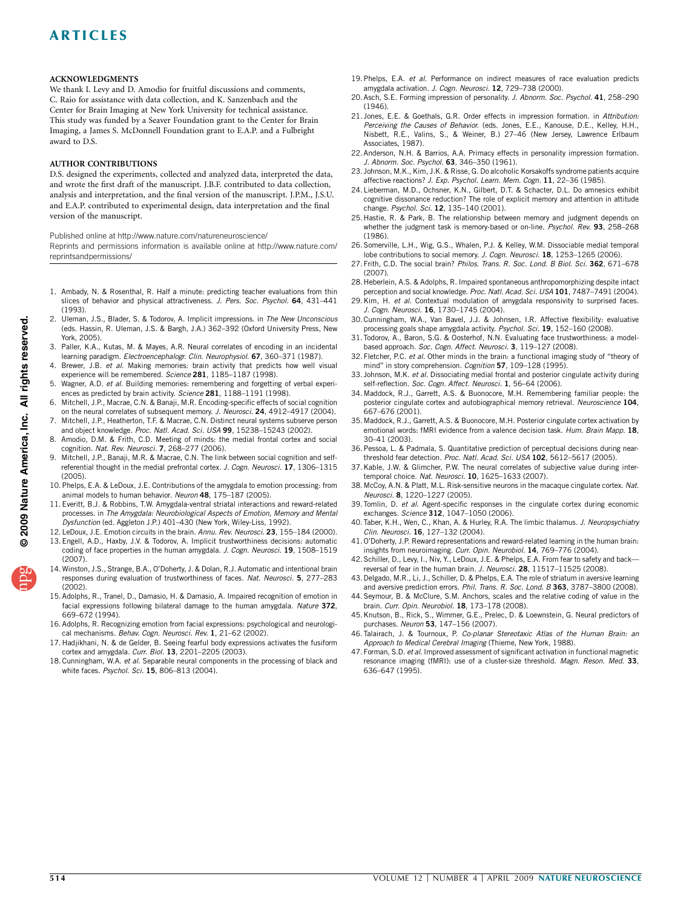### ACKNOWLEDGMENTS

We thank I. Levy and D. Amodio for fruitful discussions and comments, C. Raio for assistance with data collection, and K. Sanzenbach and the Center for Brain Imaging at New York University for technical assistance. This study was funded by a Seaver Foundation grant to the Center for Brain Imaging, a James S. McDonnell Foundation grant to E.A.P. and a Fulbright award to D.S.

### AUTHOR CONTRIBUTIONS

D.S. designed the experiments, collected and analyzed data, interpreted the data, and wrote the first draft of the manuscript. J.B.F. contributed to data collection, analysis and interpretation, and the final version of the manuscript. J.P.M., J.S.U. and E.A.P. contributed to experimental design, data interpretation and the final version of the manuscript.

Published online at http://www.nature.com/natureneuroscience/
Reprints and permissions information is available online at http://www.nature.com/reprintsandpermissions/

1. Ambady, N. & Rosenthal, R. Half a minute: predicting teacher evaluations from thin slices of behavior and physical attractiveness. *J. Pers. Soc. Psychol.* **64**, 431–441 (1993).
2. Uleman, J.S., Blader, S. & Todorov, A. Implicit impressions. in *The New Unconscious* (eds. Hassin, R. Uleman, J.S. & Bargh, J.A.) 362–392 (Oxford University Press, New York, 2005).
3. Paller, K.A., Kutas, M. & Mayes, A.R. Neural correlates of encoding in an incidental learning paradigm. *Electroencephalogr. Clin. Neurophysiol.* **67**, 360–371 (1987).
4. Brewer, J.B. *et al.* Making memories: brain activity that predicts how well visual experience will be remembered. *Science* **281**, 1185–1187 (1998).
5. Wagner, A.D. *et al.* Building memories: remembering and forgetting of verbal experiences as predicted by brain activity. *Science* **281**, 1188–1191 (1998).
6. Mitchell, J.P., Macrae, C.N. & Banaji, M.R. Encoding-specific effects of social cognition on the neural correlates of subsequent memory. *J. Neurosci.* **24**, 4912–4917 (2004).
7. Mitchell, J.P., Heatherton, T.F. & Macrae, C.N. Distinct neural systems subserve person and object knowledge. *Proc. Natl. Acad. Sci. USA* **99**, 15238–15243 (2002).
8. Amodio, D.M. & Frith, C.D. Meeting of minds: the medial frontal cortex and social cognition. *Nat. Rev. Neurosci.* **7**, 268–277 (2006).
9. Mitchell, J.P., Banaji, M.R. & Macrae, C.N. The link between social cognition and self-referential thought in the medial prefrontal cortex. *J. Cogn. Neurosci.* **17**, 1306–1315 (2005).
10. Phelps, E.A. & LeDoux, J.E. Contributions of the amygdala to emotion processing: from animal models to human behavior. *Neuron* **48**, 175–187 (2005).
11. Everitt, B.J. & Robbins, T.W. Amygdala-ventral striatal interactions and reward-related processes. in *The Amygdala: Neurobiological Aspects of Emotion, Memory and Mental Dysfunction* (ed. Aggleton J.P.) 401–430 (New York, Wiley-Liss, 1992).
12. LeDoux, J.E. Emotion circuits in the brain. *Annu. Rev. Neurosci.* **23**, 155–184 (2000).
13. Engell, A.D., Haxby, J.V. & Todorov, A. Implicit trustworthiness decisions: automatic coding of face properties in the human amygdala. *J. Cogn. Neurosci.* **19**, 1508–1519 (2007).
14. Winston, J.S., Strange, B.A., O'Doherty, J. & Dolan, R.J. Automatic and intentional brain responses during evaluation of trustworthiness of faces. *Nat. Neurosci.* **5**, 277–283 (2002).
15. Adolphs, R., Tranel, D., Damasio, H. & Damasio, A. Impaired recognition of emotion in facial expressions following bilateral damage to the human amygdala. *Nature* **372**, 669–672 (1994).
16. Adolphs, R. Recognizing emotion from facial expressions: psychological and neurological mechanisms. *Behav. Cogn. Neurosci. Rev.* **1**, 21–62 (2002).
17. Hadjikhani, N. & de Gelder, B. Seeing fearful body expressions activates the fusiform cortex and amygdala. *Curr. Biol.* **13**, 2201–2205 (2003).
18. Cunningham, W.A. *et al.* Separable neural components in the processing of black and white faces. *Psychol. Sci.* **15**, 806–813 (2004).
19. Phelps, E.A. *et al.* Performance on indirect measures of race evaluation predicts amygdala activation. *J. Cogn. Neurosci.* **12**, 729–738 (2000).
20. Asch, S.E. Forming impression of personality. *J. Abnorm. Soc. Psychol.* **41**, 258–290 (1946).
21. Jones, E.E. & Goethals, G.R. Order effects in impression formation. in *Attribution: Perceiving the Causes of Behavior.* (eds. Jones, E.E., Kanouse, D.E., Kelley, H.H., Nisbett, R.E., Valins, S., & Weiner, B.) 27–46 (New Jersey, Lawrence Erlbaum Associates, 1987).
22. Anderson, N.H. & Barrios, A.A. Primacy effects in personality impression formation. *J. Abnorm. Soc. Psychol.* **63**, 346–350 (1961).
23. Johnson, M.K., Kim, J.K. & Risse, G. Do alcoholic Korsakoffs syndrome patients acquire affective reactions? *J. Exp. Psychol. Learn. Mem. Cogn.* **11**, 22–36 (1985).
24. Lieberman, M.D., Ochsner, K.N., Gilbert, D.T. & Schacter, D.L. Do amnesics exhibit cognitive dissonance reduction? The role of explicit memory and attention in attitude change. *Psychol. Sci.* **12**, 135–140 (2001).
25. Hastie, R. & Park, B. The relationship between memory and judgment depends on whether the judgment task is memory-based or on-line. *Psychol. Rev.* **93**, 258–268 (1986).
26. Somerville, L.H., Wig, G.S., Whalen, P.J. & Kelley, W.M. Dissociable medial temporal lobe contributions to social memory. *J. Cogn. Neurosci.* **18**, 1253–1265 (2006).
27. Frith, C.D. The social brain? *Philos. Trans. R. Soc. Lond. B Biol. Sci.* **362**, 671–678 (2007).
28. Heberlein, A.S. & Adolphs, R. Impaired spontaneous anthropomorphizing despite intact perception and social knowledge. *Proc. Natl. Acad. Sci. USA* **101**, 7487–7491 (2004).
29. Kim, H. *et al.* Contextual modulation of amygdala responsivity to surprised faces. *J. Cogn. Neurosci.* **16**, 1730–1745 (2004).
30. Cunningham, W.A., Van Bavel, J.J. & Johnsen, I.R. Affective flexibility: evaluative processing goals shape amygdala activity. *Psychol. Sci.* **19**, 152–160 (2008).
31. Todorov, A., Baron, S.G. & Oosterhof, N.N. Evaluating face trustworthiness: a model-based approach. *Soc. Cogn. Affect. Neurosci.* **3**, 119–127 (2008).
32. Fletcher, P.C. *et al.* Other minds in the brain: a functional imaging study of "theory of mind" in story comprehension. *Cognition* **57**, 109–128 (1995).
33. Johnson, M.K. *et al.* Dissociating medial frontal and posterior cingulate activity during self-reflection. *Soc. Cogn. Affect. Neurosci.* **1**, 56–64 (2006).
34. Maddock, R.J., Garrett, A.S. & Buonocore, M.H. Remembering familiar people: the posterior cingulate cortex and autobiographical memory retrieval. *Neuroscience* **104**, 667–676 (2001).
35. Maddock, R.J., Garrett, A.S. & Buonocore, M.H. Posterior cingulate cortex activation by emotional words: fMRI evidence from a valence decision task. *Hum. Brain Mapp.* **18**, 30–41 (2003).
36. Pessoa, L. & Padmala, S. Quantitative prediction of perceptual decisions during near-threshold fear detection. *Proc. Natl. Acad. Sci. USA* **102**, 5612–5617 (2005).
37. Kable, J.W. & Glimcher, P.W. The neural correlates of subjective value during intertemporal choice. *Nat. Neurosci.* **10**, 1625–1633 (2007).
38. McCoy, A.N. & Platt, M.L. Risk-sensitive neurons in the macaque cingulate cortex. *Nat. Neurosci.* **8**, 1220–1227 (2005).
39. Tomlin, D. *et al.* Agent-specific responses in the cingulate cortex during economic exchanges. *Science* **312**, 1047–1050 (2006).
40. Taber, K.H., Wen, C., Khan, A. & Hurley, R.A. The limbic thalamus. *J. Neuropsychiatry Clin. Neurosci.* **16**, 127–132 (2004).
41. O'Doherty, J.P. Reward representations and reward-related learning in the human brain: insights from neuroimaging. *Curr. Opin. Neurobiol.* **14**, 769–776 (2004).
42. Schiller, D., Levy, I., Niv, Y., LeDoux, J.E. & Phelps, E.A. From fear to safety and back—reversal of fear in the human brain. *J. Neurosci.* **28**, 11517–11525 (2008).
43. Delgado, M.R., Li, J., Schiller, D. & Phelps, E.A. The role of striatum in aversive learning and aversive prediction errors. *Phil. Trans. R. Soc. Lond. B* **363**, 3787–3800 (2008).
44. Seymour, B. & McClure, S.M. Anchors, scales and the relative coding of value in the brain. *Curr. Opin. Neurobiol.* **18**, 173–178 (2008).
45. Knutson, B., Rick, S., Wimmer, G.E., Prelec, D. & Loewenstein, G. Neural predictors of purchases. *Neuron* **53**, 147–156 (2007).
46. Talairach, J. & Tournoux, P. *Co-planar Stereotaxic Atlas of the Human Brain: an Approach to Medical Cerebral Imaging* (Thieme, New York, 1988).
47. Forman, S.D. *et al.* Improved assessment of significant activation in functional magnetic resonance imaging (fMRI): use of a cluster-size threshold. *Magn. Reson. Med.* **33**, 636–647 (1995).